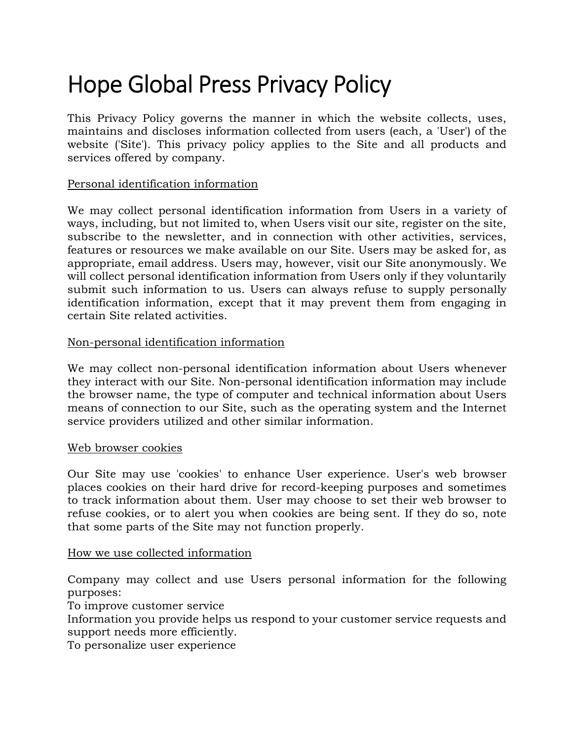# Hope Global Press Privacy Policy

This Privacy Policy governs the manner in which the website collects, uses, maintains and discloses information collected from users (each, a 'User') of the website ('Site'). This privacy policy applies to the Site and all products and services offered by company.

## Personal identification information

We may collect personal identification information from Users in a variety of ways, including, but not limited to, when Users visit our site, register on the site, subscribe to the newsletter, and in connection with other activities, services, features or resources we make available on our Site. Users may be asked for, as appropriate, email address. Users may, however, visit our Site anonymously. We will collect personal identification information from Users only if they voluntarily submit such information to us. Users can always refuse to supply personally identification information, except that it may prevent them from engaging in certain Site related activities.

## Non-personal identification information

We may collect non-personal identification information about Users whenever they interact with our Site. Non-personal identification information may include the browser name, the type of computer and technical information about Users means of connection to our Site, such as the operating system and the Internet service providers utilized and other similar information.

## Web browser cookies

Our Site may use 'cookies' to enhance User experience. User's web browser places cookies on their hard drive for record-keeping purposes and sometimes to track information about them. User may choose to set their web browser to refuse cookies, or to alert you when cookies are being sent. If they do so, note that some parts of the Site may not function properly.

## How we use collected information

Company may collect and use Users personal information for the following purposes:
To improve customer service
Information you provide helps us respond to your customer service requests and support needs more efficiently.
To personalize user experience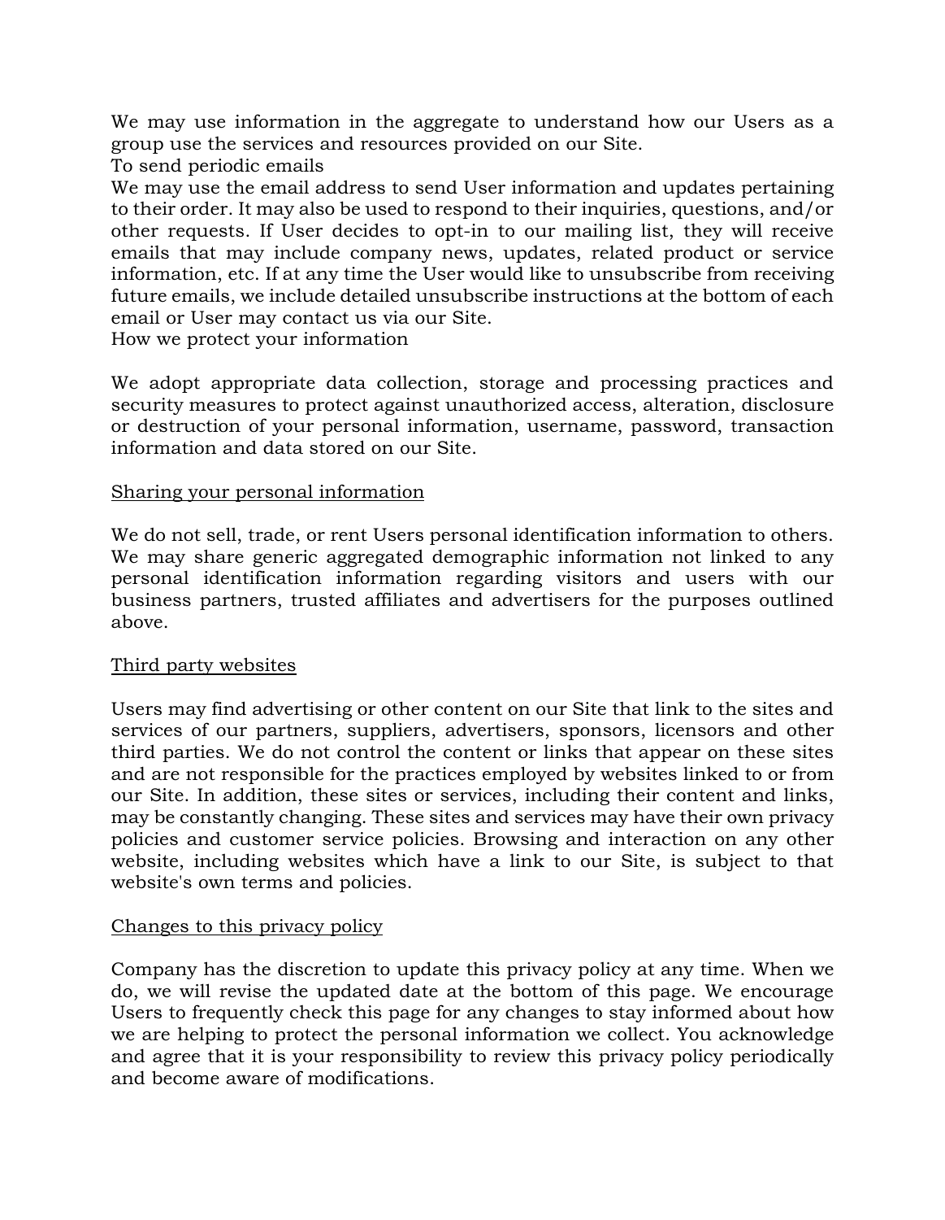We may use information in the aggregate to understand how our Users as a group use the services and resources provided on our Site.

To send periodic emails

We may use the email address to send User information and updates pertaining to their order. It may also be used to respond to their inquiries, questions, and/or other requests. If User decides to opt-in to our mailing list, they will receive emails that may include company news, updates, related product or service information, etc. If at any time the User would like to unsubscribe from receiving future emails, we include detailed unsubscribe instructions at the bottom of each email or User may contact us via our Site.

How we protect your information

We adopt appropriate data collection, storage and processing practices and security measures to protect against unauthorized access, alteration, disclosure or destruction of your personal information, username, password, transaction information and data stored on our Site.

<u>Sharing your personal information</u>

We do not sell, trade, or rent Users personal identification information to others. We may share generic aggregated demographic information not linked to any personal identification information regarding visitors and users with our business partners, trusted affiliates and advertisers for the purposes outlined above.

<u>Third party websites</u>

Users may find advertising or other content on our Site that link to the sites and services of our partners, suppliers, advertisers, sponsors, licensors and other third parties. We do not control the content or links that appear on these sites and are not responsible for the practices employed by websites linked to or from our Site. In addition, these sites or services, including their content and links, may be constantly changing. These sites and services may have their own privacy policies and customer service policies. Browsing and interaction on any other website, including websites which have a link to our Site, is subject to that website's own terms and policies.

<u>Changes to this privacy policy</u>

Company has the discretion to update this privacy policy at any time. When we do, we will revise the updated date at the bottom of this page. We encourage Users to frequently check this page for any changes to stay informed about how we are helping to protect the personal information we collect. You acknowledge and agree that it is your responsibility to review this privacy policy periodically and become aware of modifications.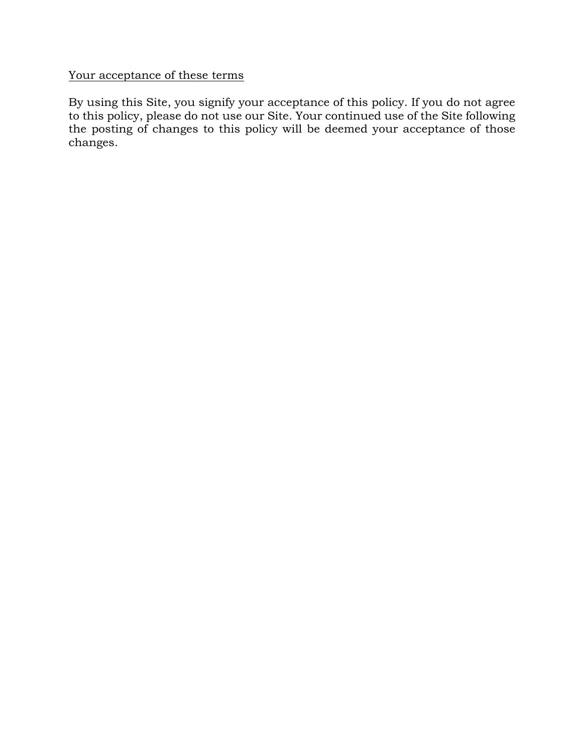<u>Your acceptance of these terms</u>

By using this Site, you signify your acceptance of this policy. If you do not agree to this policy, please do not use our Site. Your continued use of the Site following the posting of changes to this policy will be deemed your acceptance of those changes.